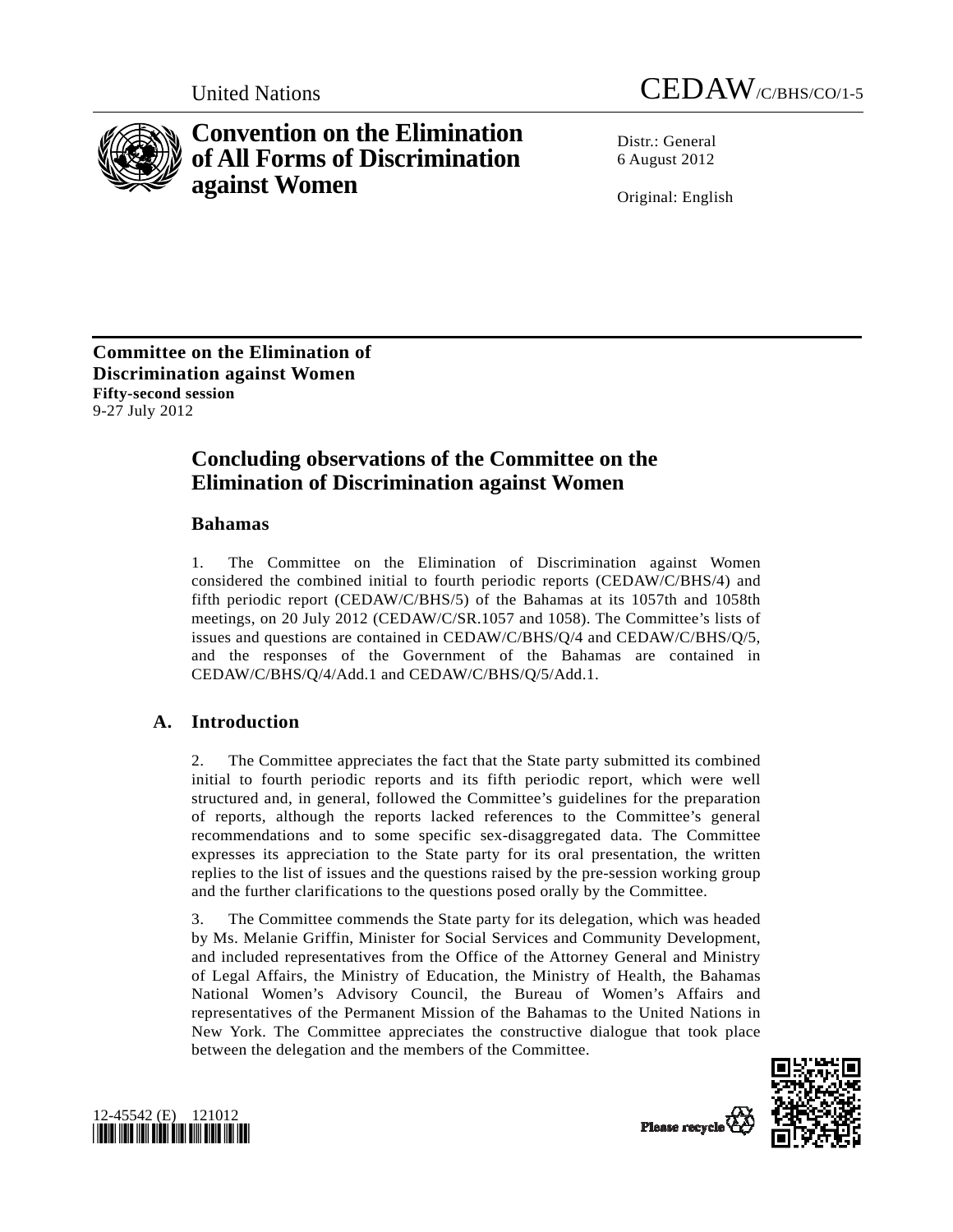United Nations CEDAW/C/BHS/CO/1-5

# Convention on the Elimination of All Forms of Discrimination against Women

Distr.: General
6 August 2012

Original: English

**Committee on the Elimination of Discrimination against Women**
**Fifty-second session**
9-27 July 2012

## Concluding observations of the Committee on the Elimination of Discrimination against Women

### Bahamas

1. The Committee on the Elimination of Discrimination against Women considered the combined initial to fourth periodic reports (CEDAW/C/BHS/4) and fifth periodic report (CEDAW/C/BHS/5) of the Bahamas at its 1057th and 1058th meetings, on 20 July 2012 (CEDAW/C/SR.1057 and 1058). The Committee's lists of issues and questions are contained in CEDAW/C/BHS/Q/4 and CEDAW/C/BHS/Q/5, and the responses of the Government of the Bahamas are contained in CEDAW/C/BHS/Q/4/Add.1 and CEDAW/C/BHS/Q/5/Add.1.

## A. Introduction

2. The Committee appreciates the fact that the State party submitted its combined initial to fourth periodic reports and its fifth periodic report, which were well structured and, in general, followed the Committee's guidelines for the preparation of reports, although the reports lacked references to the Committee's general recommendations and to some specific sex-disaggregated data. The Committee expresses its appreciation to the State party for its oral presentation, the written replies to the list of issues and the questions raised by the pre-session working group and the further clarifications to the questions posed orally by the Committee.

3. The Committee commends the State party for its delegation, which was headed by Ms. Melanie Griffin, Minister for Social Services and Community Development, and included representatives from the Office of the Attorney General and Ministry of Legal Affairs, the Ministry of Education, the Ministry of Health, the Bahamas National Women's Advisory Council, the Bureau of Women's Affairs and representatives of the Permanent Mission of the Bahamas to the United Nations in New York. The Committee appreciates the constructive dialogue that took place between the delegation and the members of the Committee.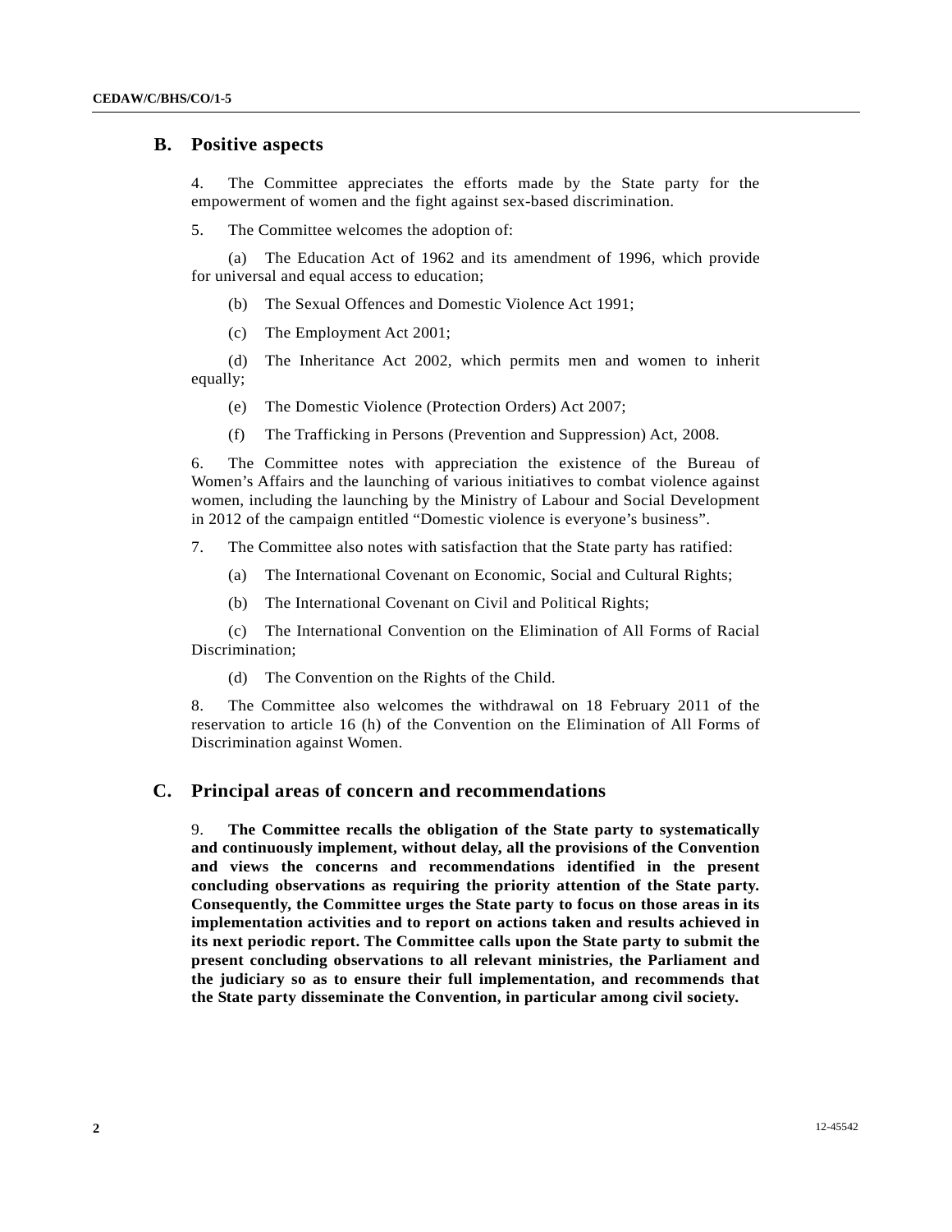## B. Positive aspects

4. The Committee appreciates the efforts made by the State party for the empowerment of women and the fight against sex-based discrimination.

5. The Committee welcomes the adoption of:

(a) The Education Act of 1962 and its amendment of 1996, which provide for universal and equal access to education;

(b) The Sexual Offences and Domestic Violence Act 1991;

(c) The Employment Act 2001;

(d) The Inheritance Act 2002, which permits men and women to inherit equally;

(e) The Domestic Violence (Protection Orders) Act 2007;

(f) The Trafficking in Persons (Prevention and Suppression) Act, 2008.

6. The Committee notes with appreciation the existence of the Bureau of Women's Affairs and the launching of various initiatives to combat violence against women, including the launching by the Ministry of Labour and Social Development in 2012 of the campaign entitled "Domestic violence is everyone's business".

7. The Committee also notes with satisfaction that the State party has ratified:

(a) The International Covenant on Economic, Social and Cultural Rights;

(b) The International Covenant on Civil and Political Rights;

(c) The International Convention on the Elimination of All Forms of Racial Discrimination;

(d) The Convention on the Rights of the Child.

8. The Committee also welcomes the withdrawal on 18 February 2011 of the reservation to article 16 (h) of the Convention on the Elimination of All Forms of Discrimination against Women.

## C. Principal areas of concern and recommendations

9. **The Committee recalls the obligation of the State party to systematically and continuously implement, without delay, all the provisions of the Convention and views the concerns and recommendations identified in the present concluding observations as requiring the priority attention of the State party. Consequently, the Committee urges the State party to focus on those areas in its implementation activities and to report on actions taken and results achieved in its next periodic report. The Committee calls upon the State party to submit the present concluding observations to all relevant ministries, the Parliament and the judiciary so as to ensure their full implementation, and recommends that the State party disseminate the Convention, in particular among civil society.**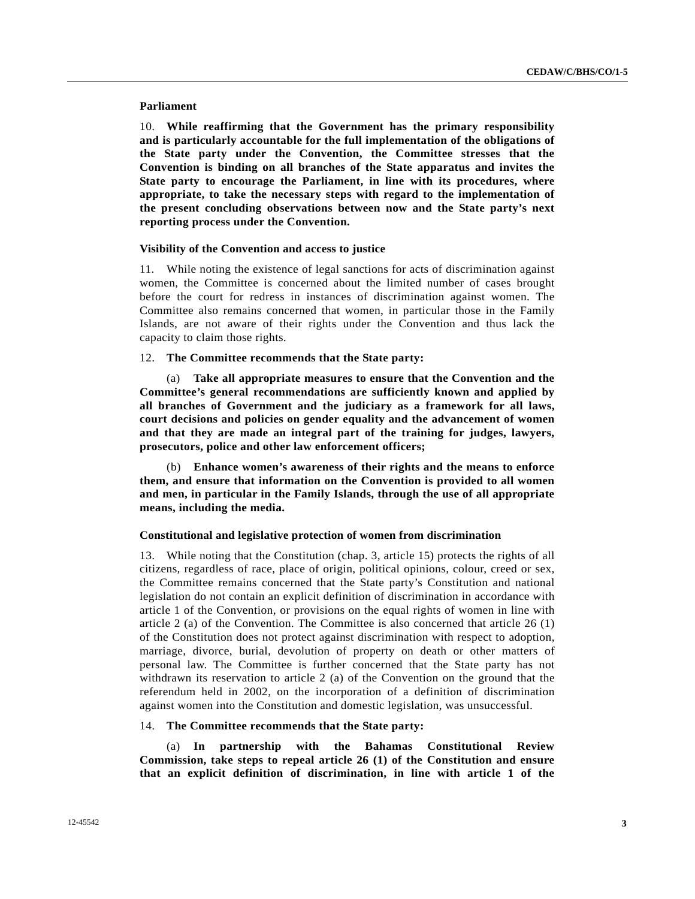**Parliament**

10. **While reaffirming that the Government has the primary responsibility and is particularly accountable for the full implementation of the obligations of the State party under the Convention, the Committee stresses that the Convention is binding on all branches of the State apparatus and invites the State party to encourage the Parliament, in line with its procedures, where appropriate, to take the necessary steps with regard to the implementation of the present concluding observations between now and the State party's next reporting process under the Convention.**

**Visibility of the Convention and access to justice**

11. While noting the existence of legal sanctions for acts of discrimination against women, the Committee is concerned about the limited number of cases brought before the court for redress in instances of discrimination against women. The Committee also remains concerned that women, in particular those in the Family Islands, are not aware of their rights under the Convention and thus lack the capacity to claim those rights.

12. **The Committee recommends that the State party:**

(a) **Take all appropriate measures to ensure that the Convention and the Committee's general recommendations are sufficiently known and applied by all branches of Government and the judiciary as a framework for all laws, court decisions and policies on gender equality and the advancement of women and that they are made an integral part of the training for judges, lawyers, prosecutors, police and other law enforcement officers;**

(b) **Enhance women's awareness of their rights and the means to enforce them, and ensure that information on the Convention is provided to all women and men, in particular in the Family Islands, through the use of all appropriate means, including the media.**

**Constitutional and legislative protection of women from discrimination**

13. While noting that the Constitution (chap. 3, article 15) protects the rights of all citizens, regardless of race, place of origin, political opinions, colour, creed or sex, the Committee remains concerned that the State party's Constitution and national legislation do not contain an explicit definition of discrimination in accordance with article 1 of the Convention, or provisions on the equal rights of women in line with article 2 (a) of the Convention. The Committee is also concerned that article 26 (1) of the Constitution does not protect against discrimination with respect to adoption, marriage, divorce, burial, devolution of property on death or other matters of personal law. The Committee is further concerned that the State party has not withdrawn its reservation to article 2 (a) of the Convention on the ground that the referendum held in 2002, on the incorporation of a definition of discrimination against women into the Constitution and domestic legislation, was unsuccessful.

14. **The Committee recommends that the State party:**

(a) **In partnership with the Bahamas Constitutional Review Commission, take steps to repeal article 26 (1) of the Constitution and ensure that an explicit definition of discrimination, in line with article 1 of the**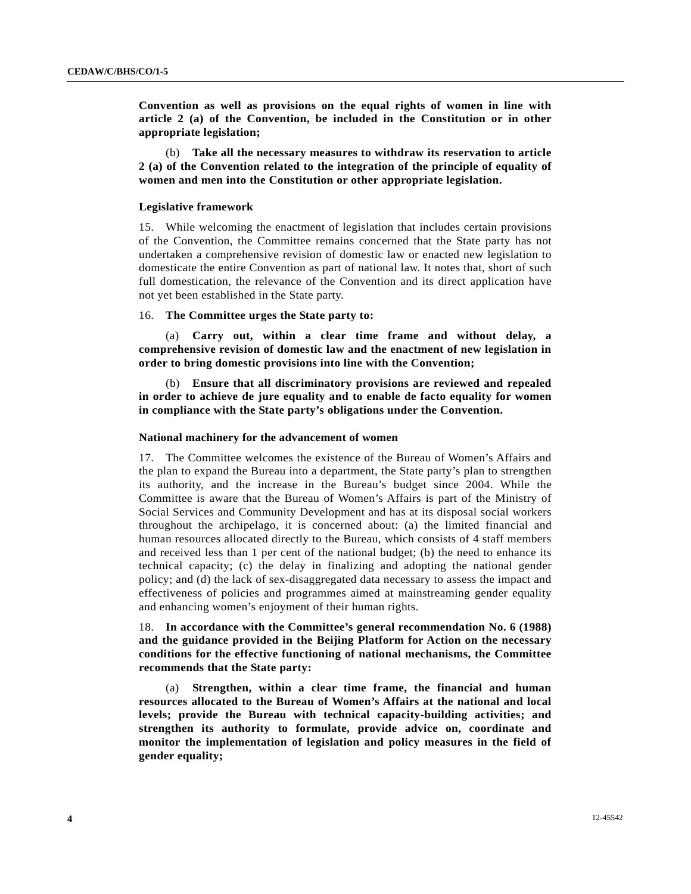**Convention as well as provisions on the equal rights of women in line with article 2 (a) of the Convention, be included in the Constitution or in other appropriate legislation;**

(b) **Take all the necessary measures to withdraw its reservation to article 2 (a) of the Convention related to the integration of the principle of equality of women and men into the Constitution or other appropriate legislation.**

### Legislative framework

15. While welcoming the enactment of legislation that includes certain provisions of the Convention, the Committee remains concerned that the State party has not undertaken a comprehensive revision of domestic law or enacted new legislation to domesticate the entire Convention as part of national law. It notes that, short of such full domestication, the relevance of the Convention and its direct application have not yet been established in the State party.

16. **The Committee urges the State party to:**

(a) **Carry out, within a clear time frame and without delay, a comprehensive revision of domestic law and the enactment of new legislation in order to bring domestic provisions into line with the Convention;**

(b) **Ensure that all discriminatory provisions are reviewed and repealed in order to achieve de jure equality and to enable de facto equality for women in compliance with the State party's obligations under the Convention.**

### National machinery for the advancement of women

17. The Committee welcomes the existence of the Bureau of Women's Affairs and the plan to expand the Bureau into a department, the State party's plan to strengthen its authority, and the increase in the Bureau's budget since 2004. While the Committee is aware that the Bureau of Women's Affairs is part of the Ministry of Social Services and Community Development and has at its disposal social workers throughout the archipelago, it is concerned about: (a) the limited financial and human resources allocated directly to the Bureau, which consists of 4 staff members and received less than 1 per cent of the national budget; (b) the need to enhance its technical capacity; (c) the delay in finalizing and adopting the national gender policy; and (d) the lack of sex-disaggregated data necessary to assess the impact and effectiveness of policies and programmes aimed at mainstreaming gender equality and enhancing women's enjoyment of their human rights.

18. **In accordance with the Committee's general recommendation No. 6 (1988) and the guidance provided in the Beijing Platform for Action on the necessary conditions for the effective functioning of national mechanisms, the Committee recommends that the State party:**

(a) **Strengthen, within a clear time frame, the financial and human resources allocated to the Bureau of Women's Affairs at the national and local levels; provide the Bureau with technical capacity-building activities; and strengthen its authority to formulate, provide advice on, coordinate and monitor the implementation of legislation and policy measures in the field of gender equality;**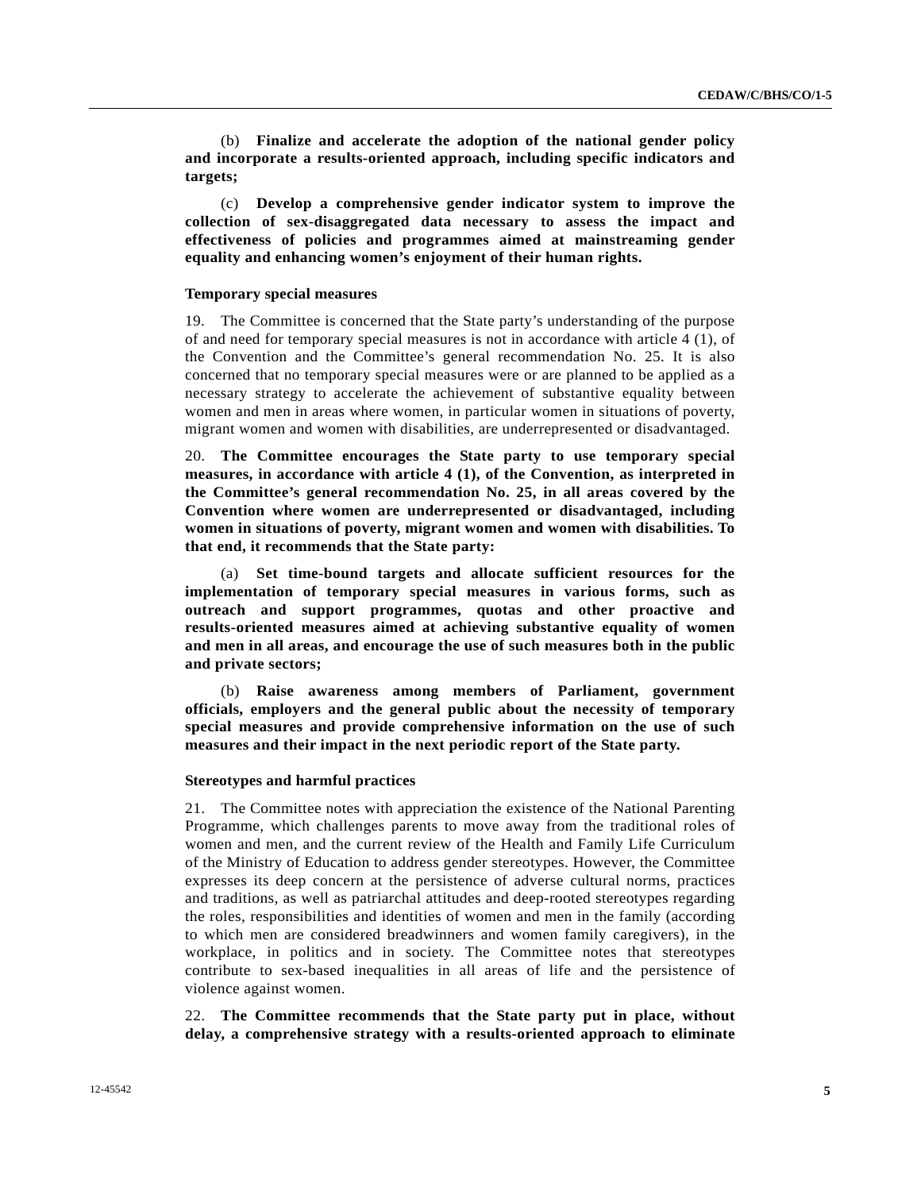(b) **Finalize and accelerate the adoption of the national gender policy and incorporate a results-oriented approach, including specific indicators and targets;**

(c) **Develop a comprehensive gender indicator system to improve the collection of sex-disaggregated data necessary to assess the impact and effectiveness of policies and programmes aimed at mainstreaming gender equality and enhancing women's enjoyment of their human rights.**

### Temporary special measures

19. The Committee is concerned that the State party's understanding of the purpose of and need for temporary special measures is not in accordance with article 4 (1), of the Convention and the Committee's general recommendation No. 25. It is also concerned that no temporary special measures were or are planned to be applied as a necessary strategy to accelerate the achievement of substantive equality between women and men in areas where women, in particular women in situations of poverty, migrant women and women with disabilities, are underrepresented or disadvantaged.

20. **The Committee encourages the State party to use temporary special measures, in accordance with article 4 (1), of the Convention, as interpreted in the Committee's general recommendation No. 25, in all areas covered by the Convention where women are underrepresented or disadvantaged, including women in situations of poverty, migrant women and women with disabilities. To that end, it recommends that the State party:**

(a) **Set time-bound targets and allocate sufficient resources for the implementation of temporary special measures in various forms, such as outreach and support programmes, quotas and other proactive and results-oriented measures aimed at achieving substantive equality of women and men in all areas, and encourage the use of such measures both in the public and private sectors;**

(b) **Raise awareness among members of Parliament, government officials, employers and the general public about the necessity of temporary special measures and provide comprehensive information on the use of such measures and their impact in the next periodic report of the State party.**

### Stereotypes and harmful practices

21. The Committee notes with appreciation the existence of the National Parenting Programme, which challenges parents to move away from the traditional roles of women and men, and the current review of the Health and Family Life Curriculum of the Ministry of Education to address gender stereotypes. However, the Committee expresses its deep concern at the persistence of adverse cultural norms, practices and traditions, as well as patriarchal attitudes and deep-rooted stereotypes regarding the roles, responsibilities and identities of women and men in the family (according to which men are considered breadwinners and women family caregivers), in the workplace, in politics and in society. The Committee notes that stereotypes contribute to sex-based inequalities in all areas of life and the persistence of violence against women.

22. **The Committee recommends that the State party put in place, without delay, a comprehensive strategy with a results-oriented approach to eliminate**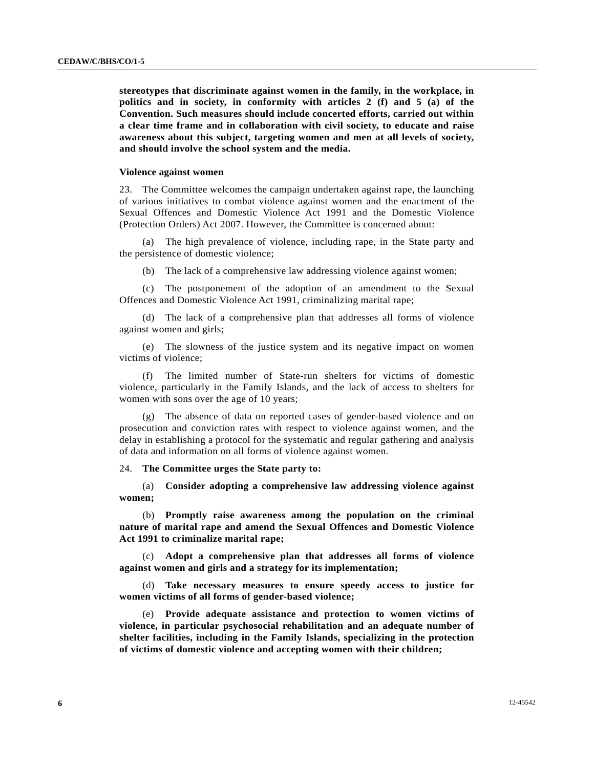**stereotypes that discriminate against women in the family, in the workplace, in politics and in society, in conformity with articles 2 (f) and 5 (a) of the Convention. Such measures should include concerted efforts, carried out within a clear time frame and in collaboration with civil society, to educate and raise awareness about this subject, targeting women and men at all levels of society, and should involve the school system and the media.**

#### Violence against women

23. The Committee welcomes the campaign undertaken against rape, the launching of various initiatives to combat violence against women and the enactment of the Sexual Offences and Domestic Violence Act 1991 and the Domestic Violence (Protection Orders) Act 2007. However, the Committee is concerned about:

(a) The high prevalence of violence, including rape, in the State party and the persistence of domestic violence;

(b) The lack of a comprehensive law addressing violence against women;

(c) The postponement of the adoption of an amendment to the Sexual Offences and Domestic Violence Act 1991, criminalizing marital rape;

(d) The lack of a comprehensive plan that addresses all forms of violence against women and girls;

(e) The slowness of the justice system and its negative impact on women victims of violence;

(f) The limited number of State-run shelters for victims of domestic violence, particularly in the Family Islands, and the lack of access to shelters for women with sons over the age of 10 years;

(g) The absence of data on reported cases of gender-based violence and on prosecution and conviction rates with respect to violence against women, and the delay in establishing a protocol for the systematic and regular gathering and analysis of data and information on all forms of violence against women.

24. **The Committee urges the State party to:**

(a) **Consider adopting a comprehensive law addressing violence against women;**

(b) **Promptly raise awareness among the population on the criminal nature of marital rape and amend the Sexual Offences and Domestic Violence Act 1991 to criminalize marital rape;**

(c) **Adopt a comprehensive plan that addresses all forms of violence against women and girls and a strategy for its implementation;**

(d) **Take necessary measures to ensure speedy access to justice for women victims of all forms of gender-based violence;**

(e) **Provide adequate assistance and protection to women victims of violence, in particular psychosocial rehabilitation and an adequate number of shelter facilities, including in the Family Islands, specializing in the protection of victims of domestic violence and accepting women with their children;**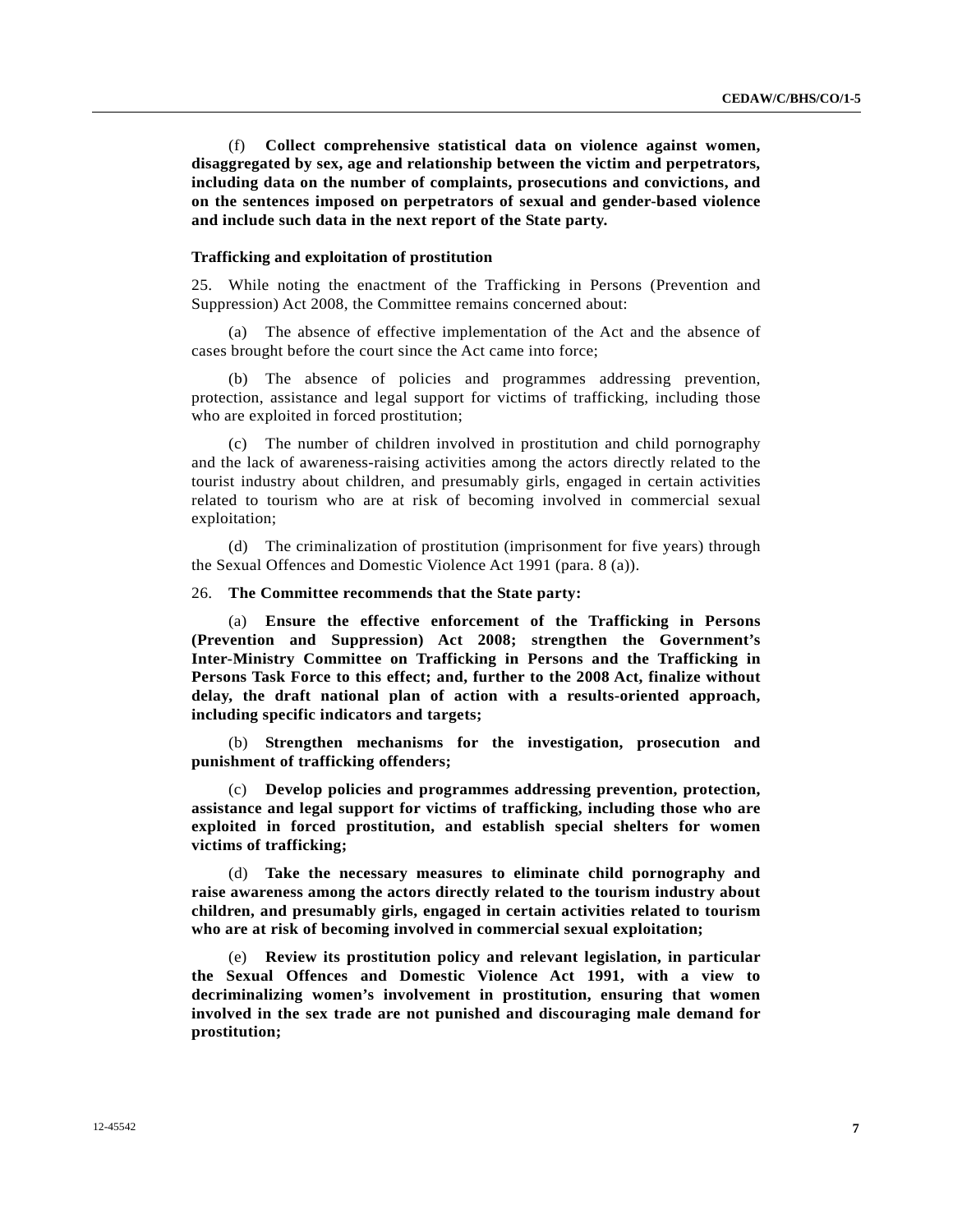(f) **Collect comprehensive statistical data on violence against women, disaggregated by sex, age and relationship between the victim and perpetrators, including data on the number of complaints, prosecutions and convictions, and on the sentences imposed on perpetrators of sexual and gender-based violence and include such data in the next report of the State party.**

### Trafficking and exploitation of prostitution

25. While noting the enactment of the Trafficking in Persons (Prevention and Suppression) Act 2008, the Committee remains concerned about:

(a) The absence of effective implementation of the Act and the absence of cases brought before the court since the Act came into force;

(b) The absence of policies and programmes addressing prevention, protection, assistance and legal support for victims of trafficking, including those who are exploited in forced prostitution;

(c) The number of children involved in prostitution and child pornography and the lack of awareness-raising activities among the actors directly related to the tourist industry about children, and presumably girls, engaged in certain activities related to tourism who are at risk of becoming involved in commercial sexual exploitation;

(d) The criminalization of prostitution (imprisonment for five years) through the Sexual Offences and Domestic Violence Act 1991 (para. 8 (a)).

26. **The Committee recommends that the State party:**

(a) **Ensure the effective enforcement of the Trafficking in Persons (Prevention and Suppression) Act 2008; strengthen the Government's Inter-Ministry Committee on Trafficking in Persons and the Trafficking in Persons Task Force to this effect; and, further to the 2008 Act, finalize without delay, the draft national plan of action with a results-oriented approach, including specific indicators and targets;**

(b) **Strengthen mechanisms for the investigation, prosecution and punishment of trafficking offenders;**

(c) **Develop policies and programmes addressing prevention, protection, assistance and legal support for victims of trafficking, including those who are exploited in forced prostitution, and establish special shelters for women victims of trafficking;**

(d) **Take the necessary measures to eliminate child pornography and raise awareness among the actors directly related to the tourism industry about children, and presumably girls, engaged in certain activities related to tourism who are at risk of becoming involved in commercial sexual exploitation;**

(e) **Review its prostitution policy and relevant legislation, in particular the Sexual Offences and Domestic Violence Act 1991, with a view to decriminalizing women's involvement in prostitution, ensuring that women involved in the sex trade are not punished and discouraging male demand for prostitution;**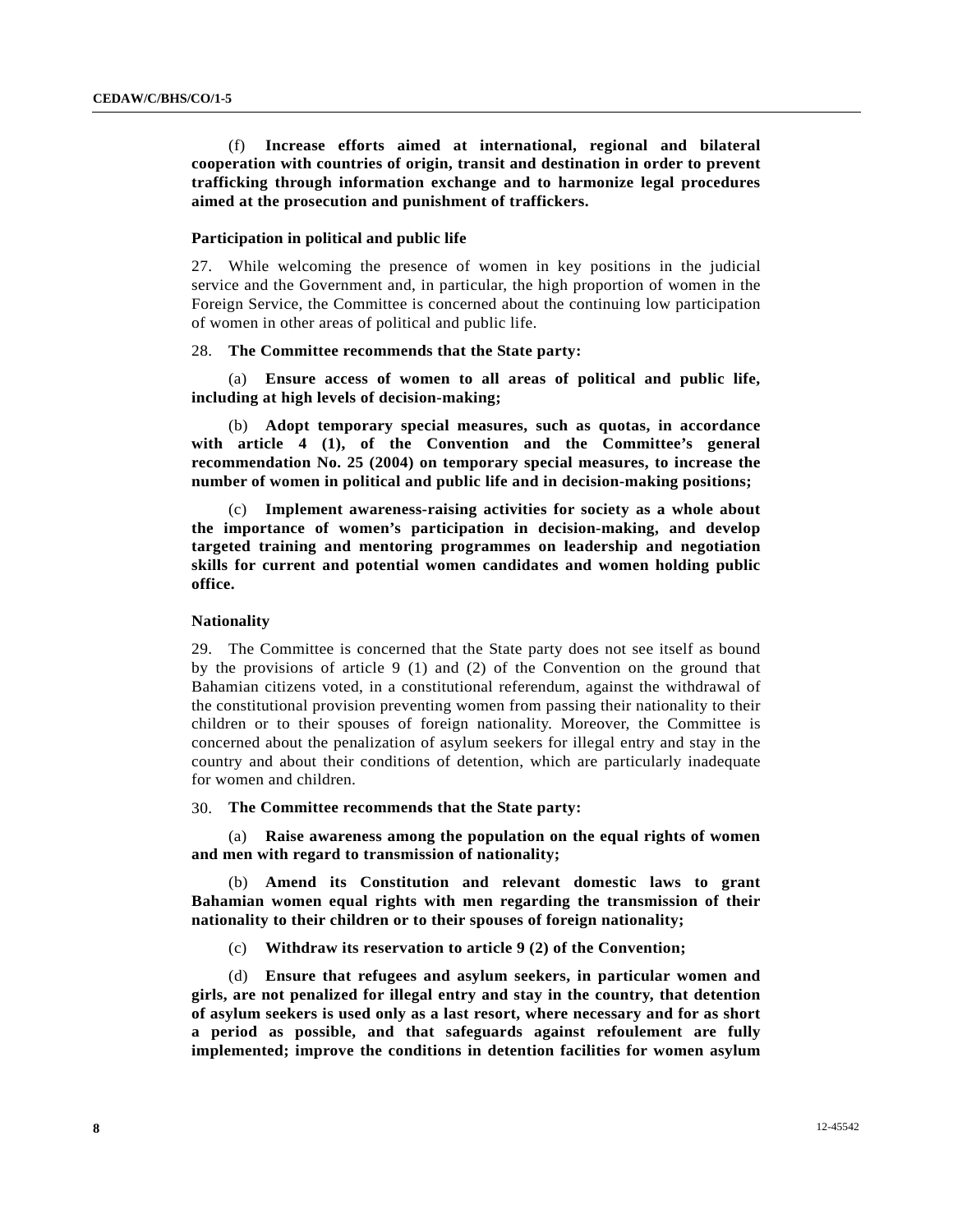(f) **Increase efforts aimed at international, regional and bilateral cooperation with countries of origin, transit and destination in order to prevent trafficking through information exchange and to harmonize legal procedures aimed at the prosecution and punishment of traffickers.**

### Participation in political and public life

27. While welcoming the presence of women in key positions in the judicial service and the Government and, in particular, the high proportion of women in the Foreign Service, the Committee is concerned about the continuing low participation of women in other areas of political and public life.

28. **The Committee recommends that the State party:**

(a) **Ensure access of women to all areas of political and public life, including at high levels of decision-making;**

(b) **Adopt temporary special measures, such as quotas, in accordance with article 4 (1), of the Convention and the Committee's general recommendation No. 25 (2004) on temporary special measures, to increase the number of women in political and public life and in decision-making positions;**

(c) **Implement awareness-raising activities for society as a whole about the importance of women's participation in decision-making, and develop targeted training and mentoring programmes on leadership and negotiation skills for current and potential women candidates and women holding public office.**

### Nationality

29. The Committee is concerned that the State party does not see itself as bound by the provisions of article 9 (1) and (2) of the Convention on the ground that Bahamian citizens voted, in a constitutional referendum, against the withdrawal of the constitutional provision preventing women from passing their nationality to their children or to their spouses of foreign nationality. Moreover, the Committee is concerned about the penalization of asylum seekers for illegal entry and stay in the country and about their conditions of detention, which are particularly inadequate for women and children.

30. **The Committee recommends that the State party:**

(a) **Raise awareness among the population on the equal rights of women and men with regard to transmission of nationality;**

(b) **Amend its Constitution and relevant domestic laws to grant Bahamian women equal rights with men regarding the transmission of their nationality to their children or to their spouses of foreign nationality;**

(c) **Withdraw its reservation to article 9 (2) of the Convention;**

(d) **Ensure that refugees and asylum seekers, in particular women and girls, are not penalized for illegal entry and stay in the country, that detention of asylum seekers is used only as a last resort, where necessary and for as short a period as possible, and that safeguards against refoulement are fully implemented; improve the conditions in detention facilities for women asylum**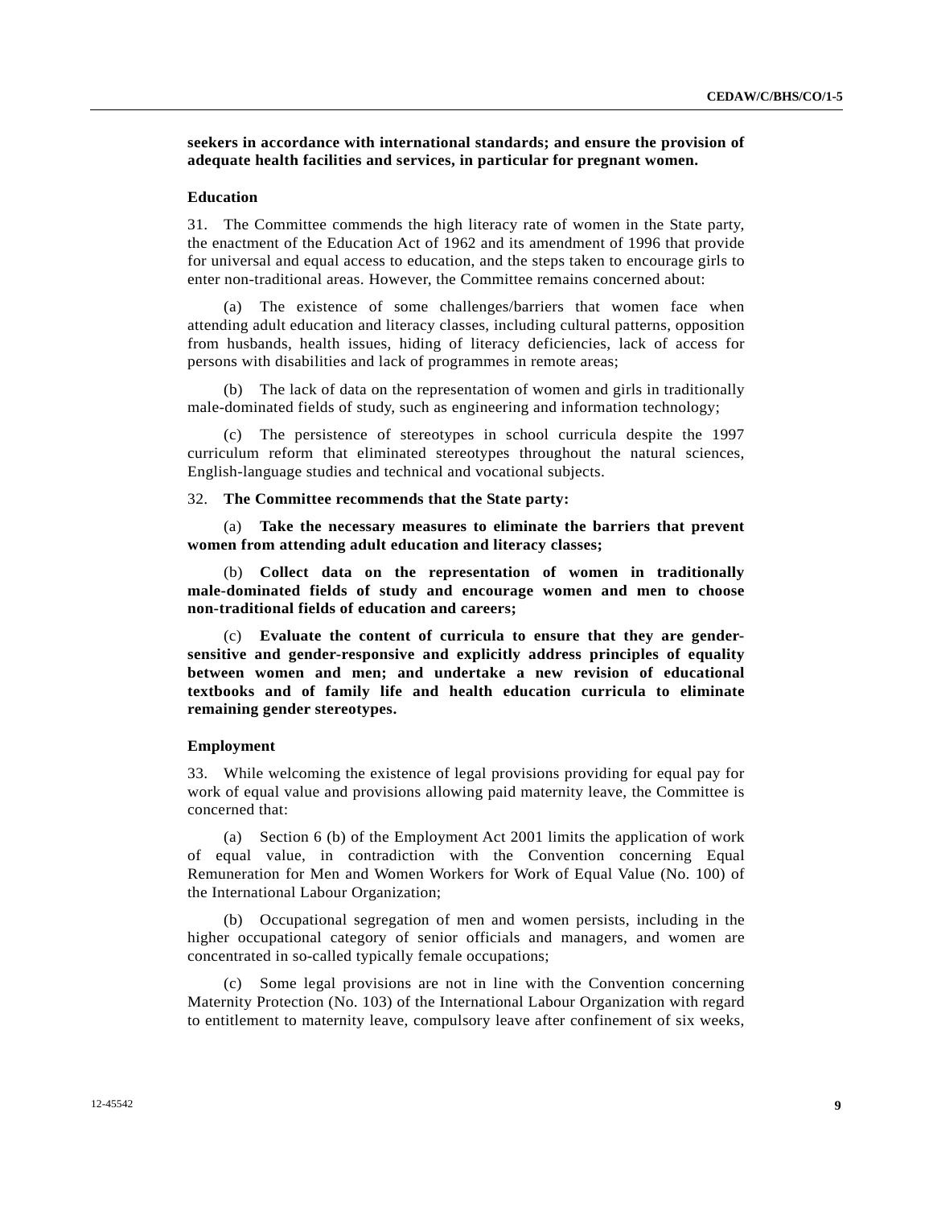**seekers in accordance with international standards; and ensure the provision of adequate health facilities and services, in particular for pregnant women.**

### Education

31. The Committee commends the high literacy rate of women in the State party, the enactment of the Education Act of 1962 and its amendment of 1996 that provide for universal and equal access to education, and the steps taken to encourage girls to enter non-traditional areas. However, the Committee remains concerned about:

(a) The existence of some challenges/barriers that women face when attending adult education and literacy classes, including cultural patterns, opposition from husbands, health issues, hiding of literacy deficiencies, lack of access for persons with disabilities and lack of programmes in remote areas;

(b) The lack of data on the representation of women and girls in traditionally male-dominated fields of study, such as engineering and information technology;

(c) The persistence of stereotypes in school curricula despite the 1997 curriculum reform that eliminated stereotypes throughout the natural sciences, English-language studies and technical and vocational subjects.

32. **The Committee recommends that the State party:**

(a) **Take the necessary measures to eliminate the barriers that prevent women from attending adult education and literacy classes;**

(b) **Collect data on the representation of women in traditionally male-dominated fields of study and encourage women and men to choose non-traditional fields of education and careers;**

(c) **Evaluate the content of curricula to ensure that they are gender-sensitive and gender-responsive and explicitly address principles of equality between women and men; and undertake a new revision of educational textbooks and of family life and health education curricula to eliminate remaining gender stereotypes.**

### Employment

33. While welcoming the existence of legal provisions providing for equal pay for work of equal value and provisions allowing paid maternity leave, the Committee is concerned that:

(a) Section 6 (b) of the Employment Act 2001 limits the application of work of equal value, in contradiction with the Convention concerning Equal Remuneration for Men and Women Workers for Work of Equal Value (No. 100) of the International Labour Organization;

(b) Occupational segregation of men and women persists, including in the higher occupational category of senior officials and managers, and women are concentrated in so-called typically female occupations;

(c) Some legal provisions are not in line with the Convention concerning Maternity Protection (No. 103) of the International Labour Organization with regard to entitlement to maternity leave, compulsory leave after confinement of six weeks,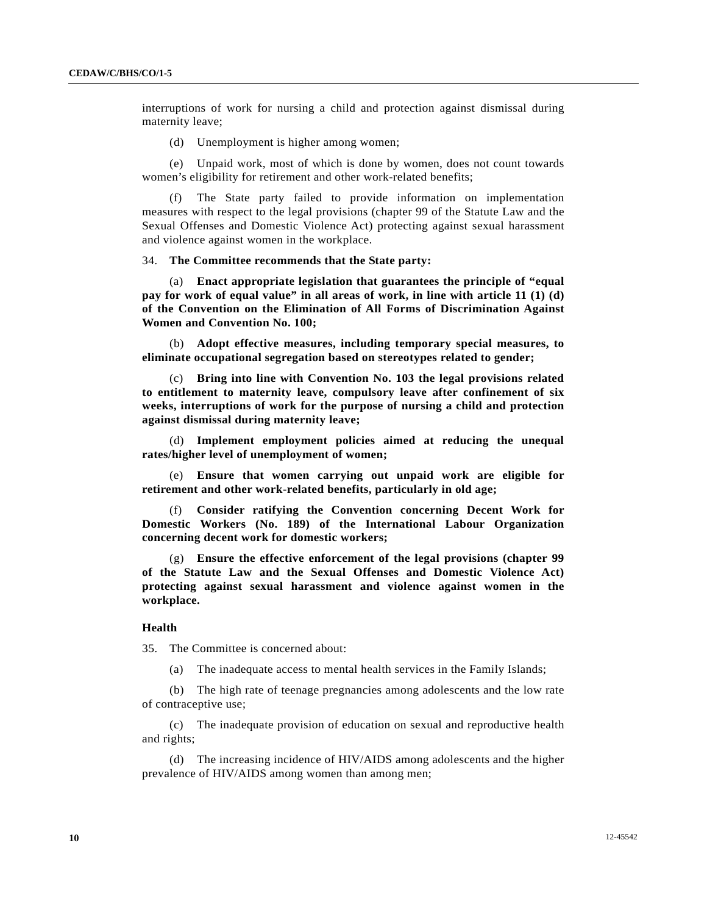interruptions of work for nursing a child and protection against dismissal during maternity leave;

(d) Unemployment is higher among women;

(e) Unpaid work, most of which is done by women, does not count towards women's eligibility for retirement and other work-related benefits;

(f) The State party failed to provide information on implementation measures with respect to the legal provisions (chapter 99 of the Statute Law and the Sexual Offenses and Domestic Violence Act) protecting against sexual harassment and violence against women in the workplace.

34. **The Committee recommends that the State party:**

(a) **Enact appropriate legislation that guarantees the principle of "equal pay for work of equal value" in all areas of work, in line with article 11 (1) (d) of the Convention on the Elimination of All Forms of Discrimination Against Women and Convention No. 100;**

(b) **Adopt effective measures, including temporary special measures, to eliminate occupational segregation based on stereotypes related to gender;**

(c) **Bring into line with Convention No. 103 the legal provisions related to entitlement to maternity leave, compulsory leave after confinement of six weeks, interruptions of work for the purpose of nursing a child and protection against dismissal during maternity leave;**

(d) **Implement employment policies aimed at reducing the unequal rates/higher level of unemployment of women;**

(e) **Ensure that women carrying out unpaid work are eligible for retirement and other work-related benefits, particularly in old age;**

(f) **Consider ratifying the Convention concerning Decent Work for Domestic Workers (No. 189) of the International Labour Organization concerning decent work for domestic workers;**

(g) **Ensure the effective enforcement of the legal provisions (chapter 99 of the Statute Law and the Sexual Offenses and Domestic Violence Act) protecting against sexual harassment and violence against women in the workplace.**

### Health

35. The Committee is concerned about:

(a) The inadequate access to mental health services in the Family Islands;

(b) The high rate of teenage pregnancies among adolescents and the low rate of contraceptive use;

(c) The inadequate provision of education on sexual and reproductive health and rights;

(d) The increasing incidence of HIV/AIDS among adolescents and the higher prevalence of HIV/AIDS among women than among men;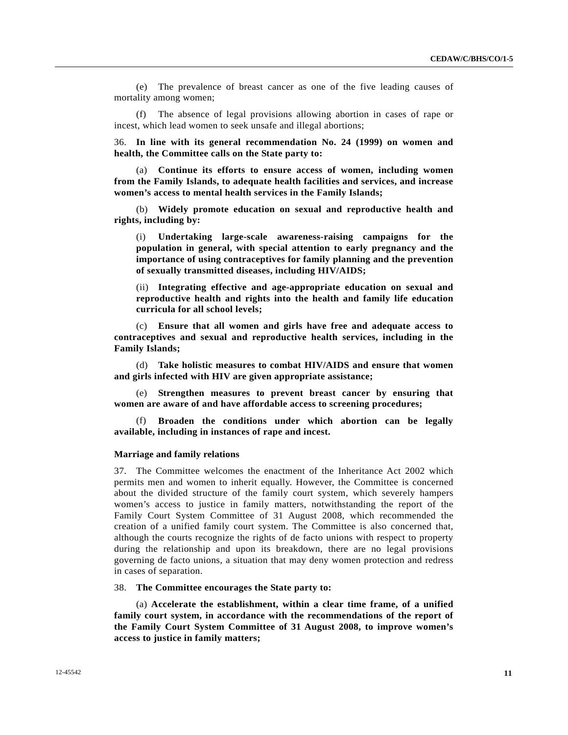(e) The prevalence of breast cancer as one of the five leading causes of mortality among women;

(f) The absence of legal provisions allowing abortion in cases of rape or incest, which lead women to seek unsafe and illegal abortions;

36. **In line with its general recommendation No. 24 (1999) on women and health, the Committee calls on the State party to:**

(a) **Continue its efforts to ensure access of women, including women from the Family Islands, to adequate health facilities and services, and increase women's access to mental health services in the Family Islands;**

(b) **Widely promote education on sexual and reproductive health and rights, including by:**

(i) **Undertaking large-scale awareness-raising campaigns for the population in general, with special attention to early pregnancy and the importance of using contraceptives for family planning and the prevention of sexually transmitted diseases, including HIV/AIDS;**

(ii) **Integrating effective and age-appropriate education on sexual and reproductive health and rights into the health and family life education curricula for all school levels;**

(c) **Ensure that all women and girls have free and adequate access to contraceptives and sexual and reproductive health services, including in the Family Islands;**

(d) **Take holistic measures to combat HIV/AIDS and ensure that women and girls infected with HIV are given appropriate assistance;**

(e) **Strengthen measures to prevent breast cancer by ensuring that women are aware of and have affordable access to screening procedures;**

(f) **Broaden the conditions under which abortion can be legally available, including in instances of rape and incest.**

### Marriage and family relations

37. The Committee welcomes the enactment of the Inheritance Act 2002 which permits men and women to inherit equally. However, the Committee is concerned about the divided structure of the family court system, which severely hampers women's access to justice in family matters, notwithstanding the report of the Family Court System Committee of 31 August 2008, which recommended the creation of a unified family court system. The Committee is also concerned that, although the courts recognize the rights of de facto unions with respect to property during the relationship and upon its breakdown, there are no legal provisions governing de facto unions, a situation that may deny women protection and redress in cases of separation.

38. **The Committee encourages the State party to:**

(a) **Accelerate the establishment, within a clear time frame, of a unified family court system, in accordance with the recommendations of the report of the Family Court System Committee of 31 August 2008, to improve women's access to justice in family matters;**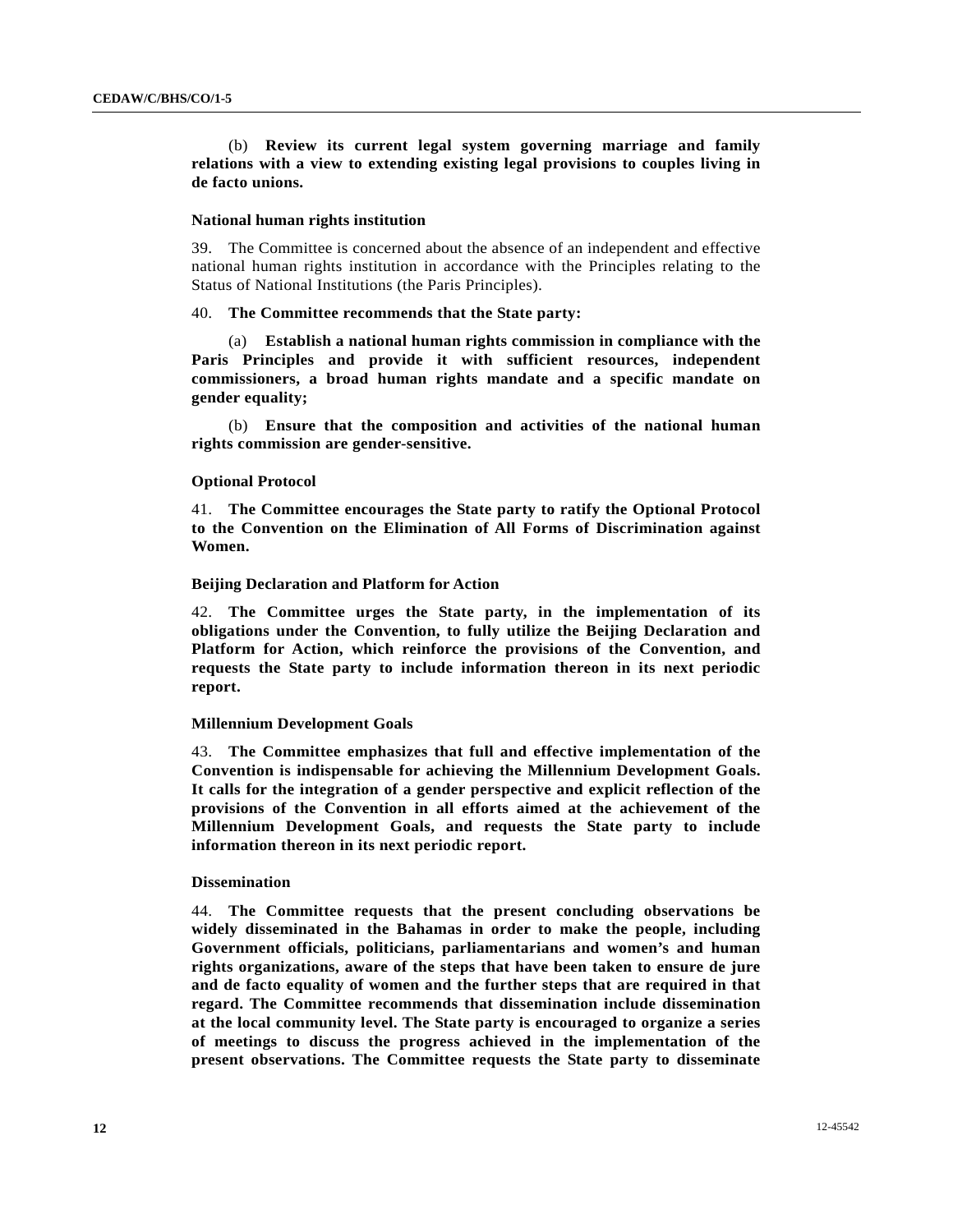(b) **Review its current legal system governing marriage and family relations with a view to extending existing legal provisions to couples living in de facto unions.**

### National human rights institution

39. The Committee is concerned about the absence of an independent and effective national human rights institution in accordance with the Principles relating to the Status of National Institutions (the Paris Principles).

40. **The Committee recommends that the State party:**

(a) **Establish a national human rights commission in compliance with the Paris Principles and provide it with sufficient resources, independent commissioners, a broad human rights mandate and a specific mandate on gender equality;**

(b) **Ensure that the composition and activities of the national human rights commission are gender-sensitive.**

### Optional Protocol

41. **The Committee encourages the State party to ratify the Optional Protocol to the Convention on the Elimination of All Forms of Discrimination against Women.**

### Beijing Declaration and Platform for Action

42. **The Committee urges the State party, in the implementation of its obligations under the Convention, to fully utilize the Beijing Declaration and Platform for Action, which reinforce the provisions of the Convention, and requests the State party to include information thereon in its next periodic report.**

### Millennium Development Goals

43. **The Committee emphasizes that full and effective implementation of the Convention is indispensable for achieving the Millennium Development Goals. It calls for the integration of a gender perspective and explicit reflection of the provisions of the Convention in all efforts aimed at the achievement of the Millennium Development Goals, and requests the State party to include information thereon in its next periodic report.**

### Dissemination

44. **The Committee requests that the present concluding observations be widely disseminated in the Bahamas in order to make the people, including Government officials, politicians, parliamentarians and women's and human rights organizations, aware of the steps that have been taken to ensure de jure and de facto equality of women and the further steps that are required in that regard. The Committee recommends that dissemination include dissemination at the local community level. The State party is encouraged to organize a series of meetings to discuss the progress achieved in the implementation of the present observations. The Committee requests the State party to disseminate**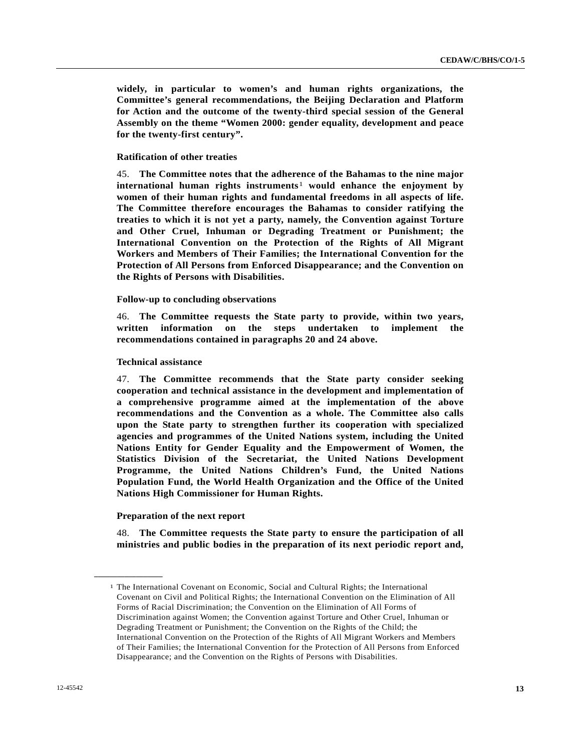**widely, in particular to women's and human rights organizations, the Committee's general recommendations, the Beijing Declaration and Platform for Action and the outcome of the twenty-third special session of the General Assembly on the theme "Women 2000: gender equality, development and peace for the twenty-first century".**

### Ratification of other treaties

45. **The Committee notes that the adherence of the Bahamas to the nine major international human rights instruments[1] would enhance the enjoyment by women of their human rights and fundamental freedoms in all aspects of life. The Committee therefore encourages the Bahamas to consider ratifying the treaties to which it is not yet a party, namely, the Convention against Torture and Other Cruel, Inhuman or Degrading Treatment or Punishment; the International Convention on the Protection of the Rights of All Migrant Workers and Members of Their Families; the International Convention for the Protection of All Persons from Enforced Disappearance; and the Convention on the Rights of Persons with Disabilities.**

### Follow-up to concluding observations

46. **The Committee requests the State party to provide, within two years, written information on the steps undertaken to implement the recommendations contained in paragraphs 20 and 24 above.**

### Technical assistance

47. **The Committee recommends that the State party consider seeking cooperation and technical assistance in the development and implementation of a comprehensive programme aimed at the implementation of the above recommendations and the Convention as a whole. The Committee also calls upon the State party to strengthen further its cooperation with specialized agencies and programmes of the United Nations system, including the United Nations Entity for Gender Equality and the Empowerment of Women, the Statistics Division of the Secretariat, the United Nations Development Programme, the United Nations Children's Fund, the United Nations Population Fund, the World Health Organization and the Office of the United Nations High Commissioner for Human Rights.**

### Preparation of the next report

48. **The Committee requests the State party to ensure the participation of all ministries and public bodies in the preparation of its next periodic report and,**

---

[1] The International Covenant on Economic, Social and Cultural Rights; the International Covenant on Civil and Political Rights; the International Convention on the Elimination of All Forms of Racial Discrimination; the Convention on the Elimination of All Forms of Discrimination against Women; the Convention against Torture and Other Cruel, Inhuman or Degrading Treatment or Punishment; the Convention on the Rights of the Child; the International Convention on the Protection of the Rights of All Migrant Workers and Members of Their Families; the International Convention for the Protection of All Persons from Enforced Disappearance; and the Convention on the Rights of Persons with Disabilities.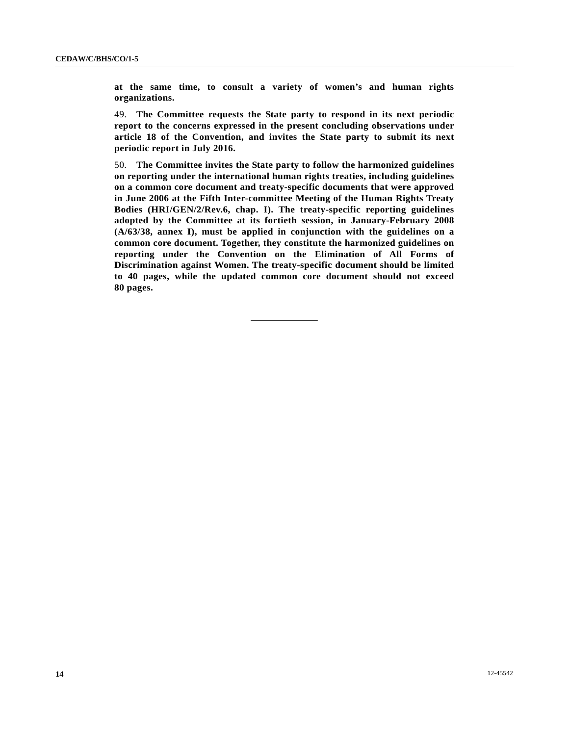**at the same time, to consult a variety of women's and human rights organizations.**

49. **The Committee requests the State party to respond in its next periodic report to the concerns expressed in the present concluding observations under article 18 of the Convention, and invites the State party to submit its next periodic report in July 2016.**

50. **The Committee invites the State party to follow the harmonized guidelines on reporting under the international human rights treaties, including guidelines on a common core document and treaty-specific documents that were approved in June 2006 at the Fifth Inter-committee Meeting of the Human Rights Treaty Bodies (HRI/GEN/2/Rev.6, chap. I). The treaty-specific reporting guidelines adopted by the Committee at its fortieth session, in January-February 2008 (A/63/38, annex I), must be applied in conjunction with the guidelines on a common core document. Together, they constitute the harmonized guidelines on reporting under the Convention on the Elimination of All Forms of Discrimination against Women. The treaty-specific document should be limited to 40 pages, while the updated common core document should not exceed 80 pages.**